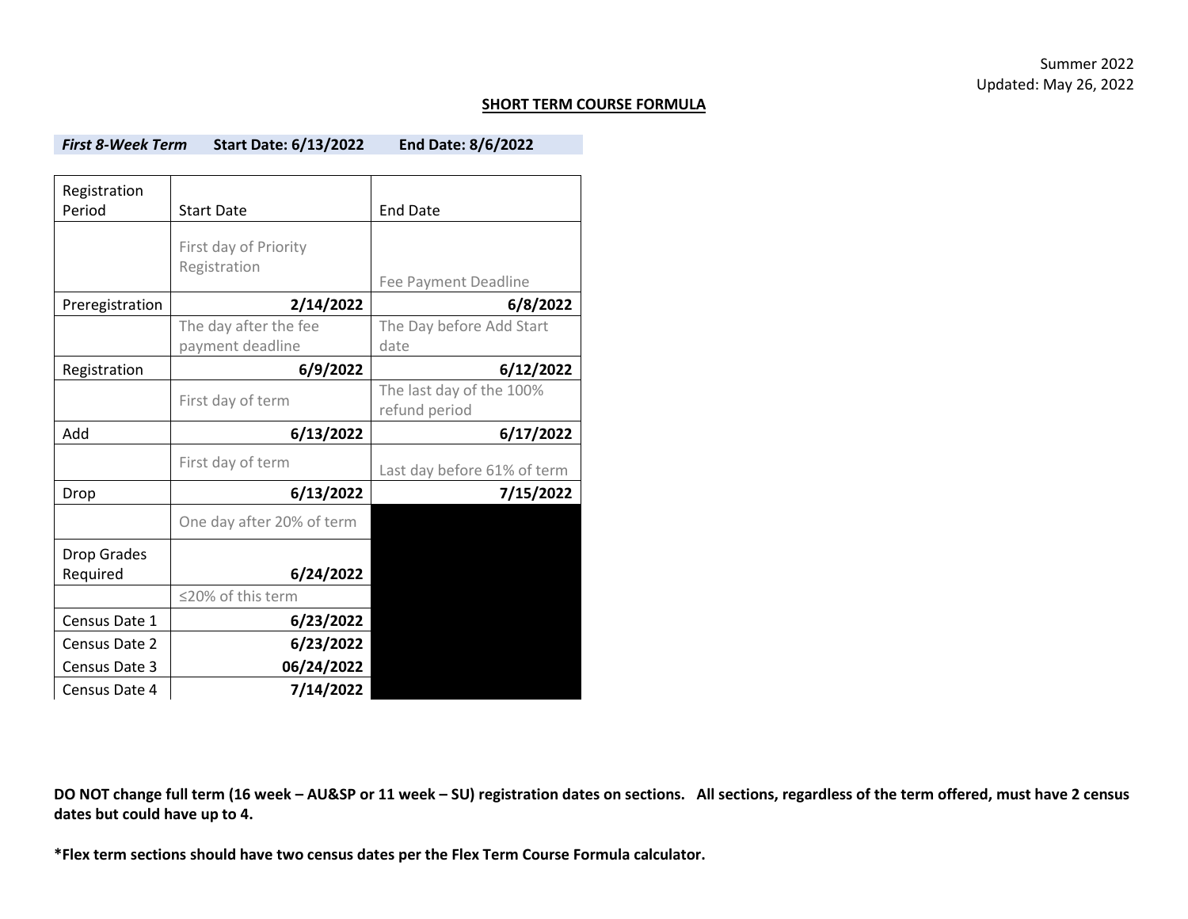Summer 2022
Updated: May 26, 2022

## SHORT TERM COURSE FORMULA

***First 8-Week Term*** **Start Date: 6/13/2022** **End Date: 8/6/2022**

| Registration Period | Start Date | End Date |
|---|---|---|
| | First day of Priority Registration | Fee Payment Deadline |
| Preregistration | **2/14/2022** | **6/8/2022** |
| | The day after the fee payment deadline | The Day before Add Start date |
| Registration | **6/9/2022** | **6/12/2022** |
| | First day of term | The last day of the 100% refund period |
| Add | **6/13/2022** | **6/17/2022** |
| | First day of term | Last day before 61% of term |
| Drop | **6/13/2022** | **7/15/2022** |
| | One day after 20% of term | |
| Drop Grades Required | **6/24/2022** | |
| | ≤20% of this term | |
| Census Date 1 | **6/23/2022** | |
| Census Date 2 | **6/23/2022** | |
| Census Date 3 | **06/24/2022** | |
| Census Date 4 | **7/14/2022** | |

**DO NOT change full term (16 week – AU&SP or 11 week – SU) registration dates on sections. All sections, regardless of the term offered, must have 2 census dates but could have up to 4.**

**\*Flex term sections should have two census dates per the Flex Term Course Formula calculator.**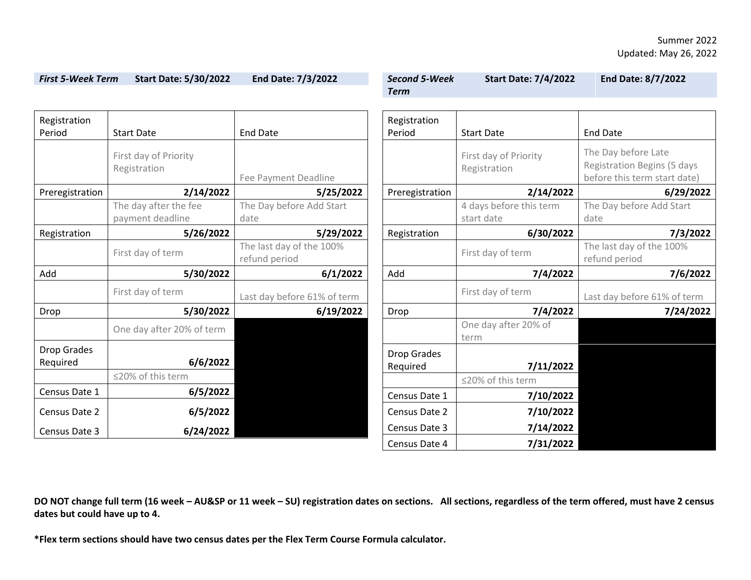Summer 2022
Updated: May 26, 2022

| ***First 5-Week Term*** | **Start Date: 5/30/2022** | **End Date: 7/3/2022** |
|---|---|---|

| Registration Period | Start Date | End Date |
|---|---|---|
| | First day of Priority Registration | Fee Payment Deadline |
| Preregistration | **2/14/2022** | **5/25/2022** |
| | The day after the fee payment deadline | The Day before Add Start date |
| Registration | **5/26/2022** | **5/29/2022** |
| | First day of term | The last day of the 100% refund period |
| Add | **5/30/2022** | **6/1/2022** |
| | First day of term | Last day before 61% of term |
| Drop | **5/30/2022** | **6/19/2022** |
| | One day after 20% of term | |
| Drop Grades Required | **6/6/2022** | |
| | ≤20% of this term | |
| Census Date 1 | **6/5/2022** | |
| Census Date 2 | **6/5/2022** | |
| Census Date 3 | **6/24/2022** | |

| ***Second 5-Week Term*** | **Start Date: 7/4/2022** | **End Date: 8/7/2022** |
|---|---|---|

| Registration Period | Start Date | End Date |
|---|---|---|
| | First day of Priority Registration | The Day before Late Registration Begins (5 days before this term start date) |
| Preregistration | **2/14/2022** | **6/29/2022** |
| | 4 days before this term start date | The Day before Add Start date |
| Registration | **6/30/2022** | **7/3/2022** |
| | First day of term | The last day of the 100% refund period |
| Add | **7/4/2022** | **7/6/2022** |
| | First day of term | Last day before 61% of term |
| Drop | **7/4/2022** | **7/24/2022** |
| | One day after 20% of term | |
| Drop Grades Required | **7/11/2022** | |
| | ≤20% of this term | |
| Census Date 1 | **7/10/2022** | |
| Census Date 2 | **7/10/2022** | |
| Census Date 3 | **7/14/2022** | |
| Census Date 4 | **7/31/2022** | |

**DO NOT change full term (16 week – AU&SP or 11 week – SU) registration dates on sections. All sections, regardless of the term offered, must have 2 census dates but could have up to 4.**

***Flex term sections should have two census dates per the Flex Term Course Formula calculator.**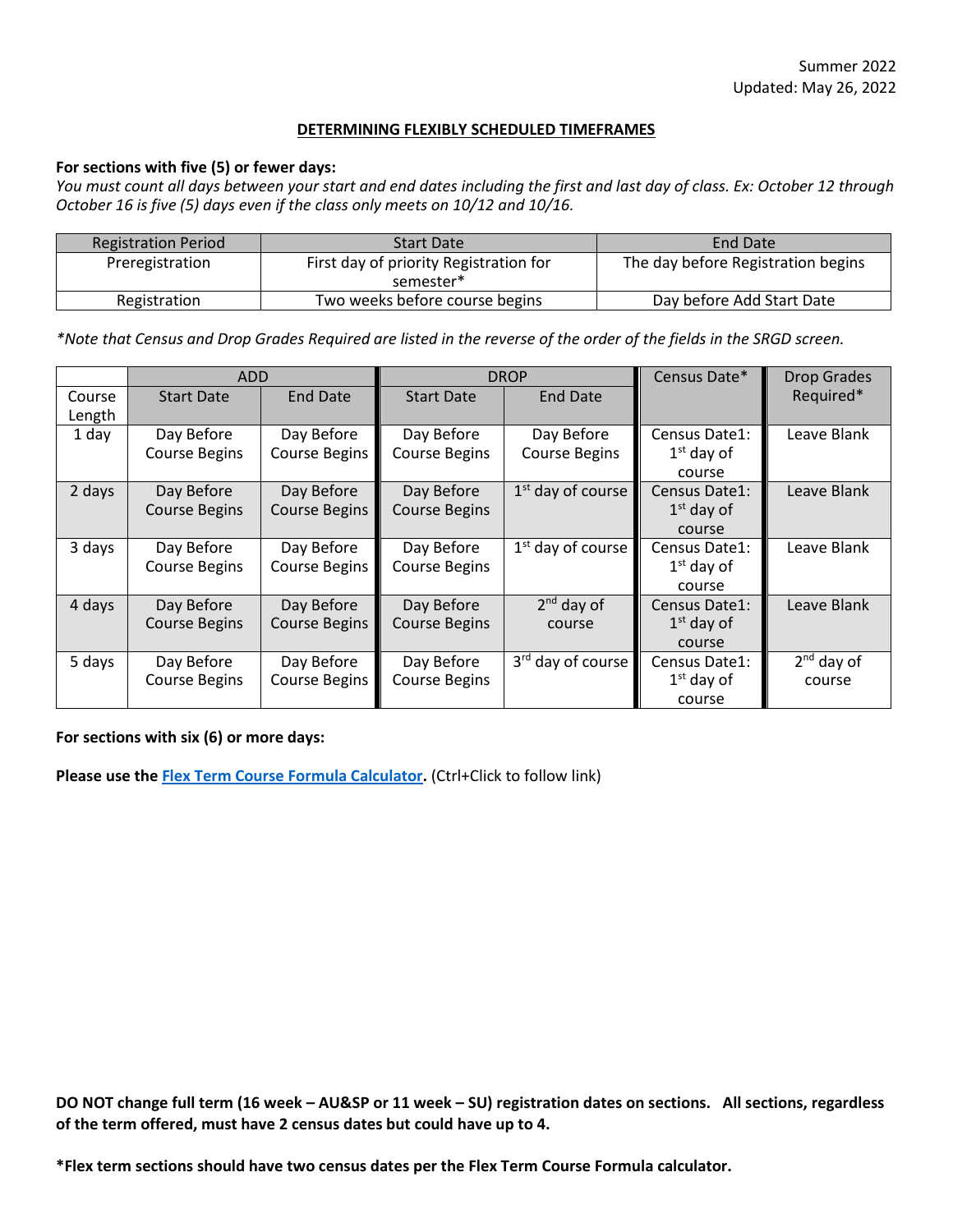Summer 2022
Updated: May 26, 2022

## DETERMINING FLEXIBLY SCHEDULED TIMEFRAMES

**For sections with five (5) or fewer days:**

*You must count all days between your start and end dates including the first and last day of class. Ex: October 12 through October 16 is five (5) days even if the class only meets on 10/12 and 10/16.*

| Registration Period | Start Date | End Date |
|---|---|---|
| Preregistration | First day of priority Registration for semester* | The day before Registration begins |
| Registration | Two weeks before course begins | Day before Add Start Date |

*\*Note that Census and Drop Grades Required are listed in the reverse of the order of the fields in the SRGD screen.*

| | ADD | | DROP | | Census Date* | Drop Grades Required* |
|---|---|---|---|---|---|---|
| Course Length | Start Date | End Date | Start Date | End Date | | |
| 1 day | Day Before Course Begins | Day Before Course Begins | Day Before Course Begins | Day Before Course Begins | Census Date1: 1st day of course | Leave Blank |
| 2 days | Day Before Course Begins | Day Before Course Begins | Day Before Course Begins | 1st day of course | Census Date1: 1st day of course | Leave Blank |
| 3 days | Day Before Course Begins | Day Before Course Begins | Day Before Course Begins | 1st day of course | Census Date1: 1st day of course | Leave Blank |
| 4 days | Day Before Course Begins | Day Before Course Begins | Day Before Course Begins | 2nd day of course | Census Date1: 1st day of course | Leave Blank |
| 5 days | Day Before Course Begins | Day Before Course Begins | Day Before Course Begins | 3rd day of course | Census Date1: 1st day of course | 2nd day of course |

**For sections with six (6) or more days:**

**Please use the Flex Term Course Formula Calculator.** (Ctrl+Click to follow link)

**DO NOT change full term (16 week – AU&SP or 11 week – SU) registration dates on sections. All sections, regardless of the term offered, must have 2 census dates but could have up to 4.**

**\*Flex term sections should have two census dates per the Flex Term Course Formula calculator.**